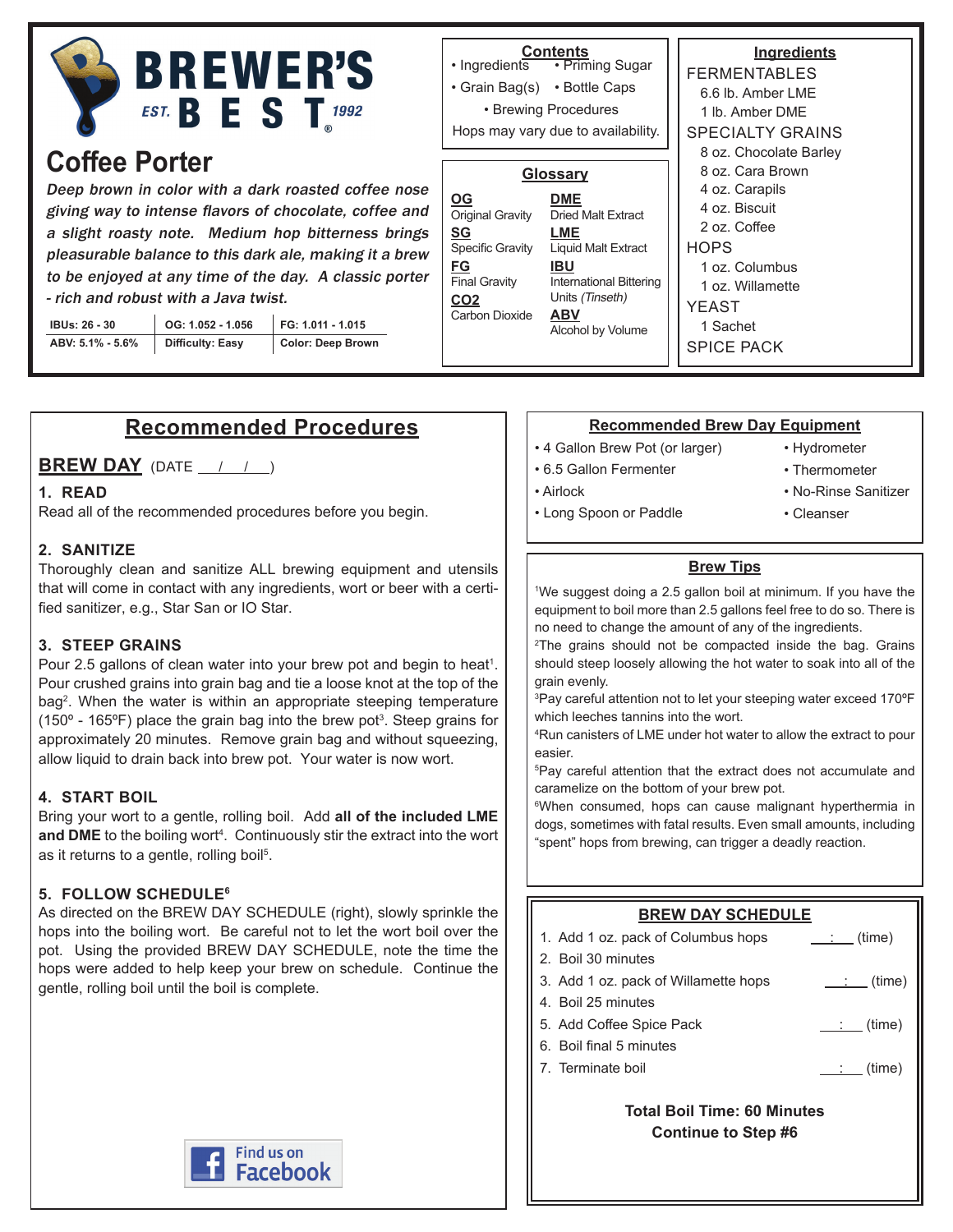# BREWER'S BEST

EST. 1992

## Coffee Porter

*Deep brown in color with a dark roasted coffee nose giving way to intense flavors of chocolate, coffee and a slight roasty note. Medium hop bitterness brings pleasurable balance to this dark ale, making it a brew to be enjoyed at any time of the day. A classic porter - rich and robust with a Java twist.*

| IBUs: 26 - 30 | OG: 1.052 - 1.056 | FG: 1.011 - 1.015 |
|---|---|---|
| ABV: 5.1% - 5.6% | Difficulty: Easy | Color: Deep Brown |

### Contents

- Ingredients
- Priming Sugar
- Grain Bag(s)
- Bottle Caps
- Brewing Procedures

Hops may vary due to availability.

### Glossary

**OG** Original Gravity
**SG** Specific Gravity
**FG** Final Gravity
**CO2** Carbon Dioxide
**DME** Dried Malt Extract
**LME** Liquid Malt Extract
**IBU** International Bittering Units *(Tinseth)*
**ABV** Alcohol by Volume

### Ingredients

FERMENTABLES
- 6.6 lb. Amber LME
- 1 lb. Amber DME

SPECIALTY GRAINS
- 8 oz. Chocolate Barley
- 8 oz. Cara Brown
- 4 oz. Carapils
- 4 oz. Biscuit
- 2 oz. Coffee

HOPS
- 1 oz. Columbus
- 1 oz. Willamette

YEAST
- 1 Sachet

SPICE PACK

## Recommended Procedures

### BREW DAY (DATE ___/___/___)

**1. READ**

Read all of the recommended procedures before you begin.

**2. SANITIZE**

Thoroughly clean and sanitize ALL brewing equipment and utensils that will come in contact with any ingredients, wort or beer with a certified sanitizer, e.g., Star San or IO Star.

**3. STEEP GRAINS**

Pour 2.5 gallons of clean water into your brew pot and begin to heat[1]. Pour crushed grains into grain bag and tie a loose knot at the top of the bag[2]. When the water is within an appropriate steeping temperature (150º - 165ºF) place the grain bag into the brew pot[3]. Steep grains for approximately 20 minutes. Remove grain bag and without squeezing, allow liquid to drain back into brew pot. Your water is now wort.

**4. START BOIL**

Bring your wort to a gentle, rolling boil. Add **all of the included LME and DME** to the boiling wort[4]. Continuously stir the extract into the wort as it returns to a gentle, rolling boil[5].

**5. FOLLOW SCHEDULE[6]**

As directed on the BREW DAY SCHEDULE (right), slowly sprinkle the hops into the boiling wort. Be careful not to let the wort boil over the pot. Using the provided BREW DAY SCHEDULE, note the time the hops were added to help keep your brew on schedule. Continue the gentle, rolling boil until the boil is complete.

Find us on Facebook

### Recommended Brew Day Equipment

- 4 Gallon Brew Pot (or larger)
- 6.5 Gallon Fermenter
- Airlock
- Long Spoon or Paddle
- Hydrometer
- Thermometer
- No-Rinse Sanitizer
- Cleanser

### Brew Tips

[1]We suggest doing a 2.5 gallon boil at minimum. If you have the equipment to boil more than 2.5 gallons feel free to do so. There is no need to change the amount of any of the ingredients.
[2]The grains should not be compacted inside the bag. Grains should steep loosely allowing the hot water to soak into all of the grain evenly.
[3]Pay careful attention not to let your steeping water exceed 170ºF which leeches tannins into the wort.
[4]Run canisters of LME under hot water to allow the extract to pour easier.
[5]Pay careful attention that the extract does not accumulate and caramelize on the bottom of your brew pot.
[6]When consumed, hops can cause malignant hyperthermia in dogs, sometimes with fatal results. Even small amounts, including "spent" hops from brewing, can trigger a deadly reaction.

### BREW DAY SCHEDULE

1. Add 1 oz. pack of Columbus hops ___:___ (time)
2. Boil 30 minutes
3. Add 1 oz. pack of Willamette hops ___:___ (time)
4. Boil 25 minutes
5. Add Coffee Spice Pack ___:___ (time)
6. Boil final 5 minutes
7. Terminate boil ___:___ (time)

**Total Boil Time: 60 Minutes**
**Continue to Step #6**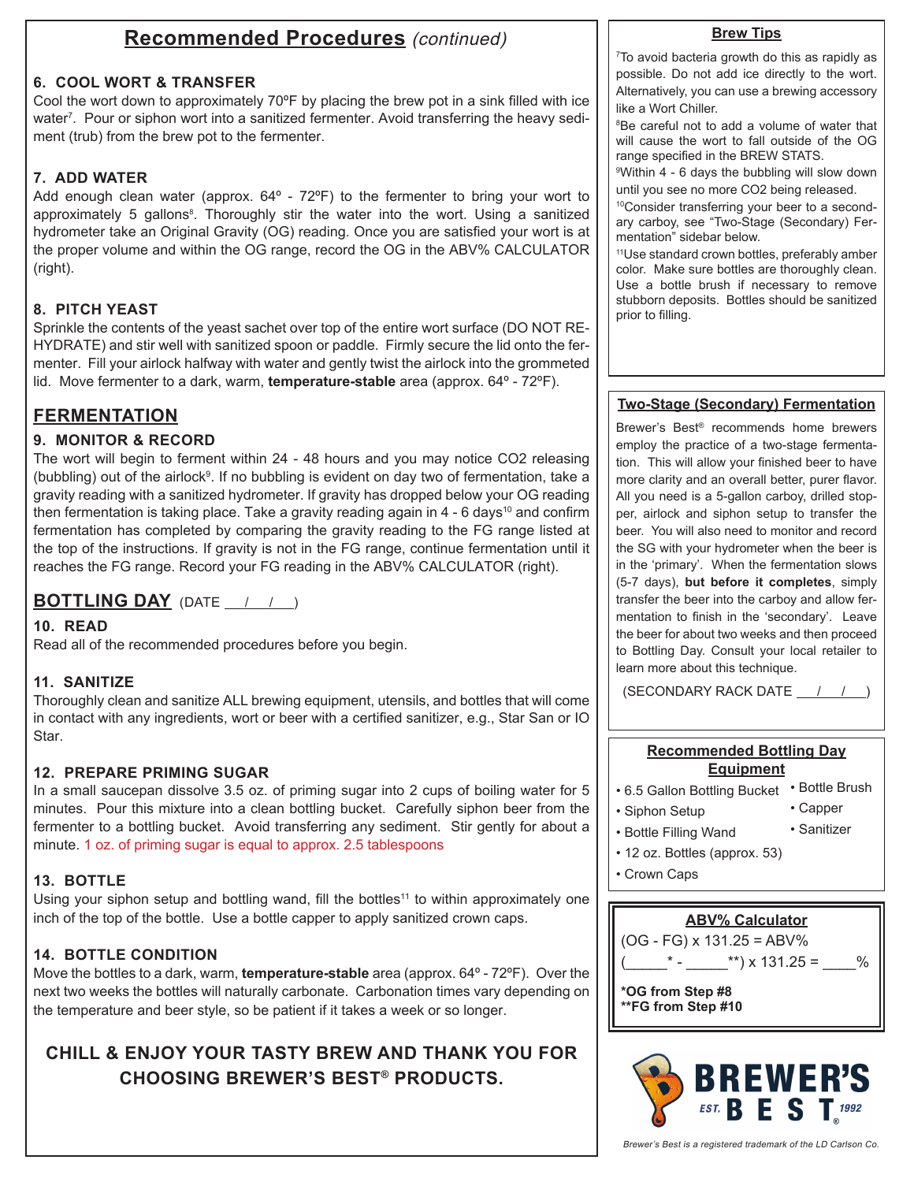# Recommended Procedures *(continued)*

### 6. COOL WORT & TRANSFER

Cool the wort down to approximately 70ºF by placing the brew pot in a sink filled with ice water[7]. Pour or siphon wort into a sanitized fermenter. Avoid transferring the heavy sediment (trub) from the brew pot to the fermenter.

### 7. ADD WATER

Add enough clean water (approx. 64º - 72ºF) to the fermenter to bring your wort to approximately 5 gallons[8]. Thoroughly stir the water into the wort. Using a sanitized hydrometer take an Original Gravity (OG) reading. Once you are satisfied your wort is at the proper volume and within the OG range, record the OG in the ABV% CALCULATOR (right).

### 8. PITCH YEAST

Sprinkle the contents of the yeast sachet over top of the entire wort surface (DO NOT REHYDRATE) and stir well with sanitized spoon or paddle. Firmly secure the lid onto the fermenter. Fill your airlock halfway with water and gently twist the airlock into the grommeted lid. Move fermenter to a dark, warm, **temperature-stable** area (approx. 64º - 72ºF).

## FERMENTATION

### 9. MONITOR & RECORD

The wort will begin to ferment within 24 - 48 hours and you may notice $CO_2$ releasing (bubbling) out of the airlock[9]. If no bubbling is evident on day two of fermentation, take a gravity reading with a sanitized hydrometer. If gravity has dropped below your OG reading then fermentation is taking place. Take a gravity reading again in 4 - 6 days[10] and confirm fermentation has completed by comparing the gravity reading to the FG range listed at the top of the instructions. If gravity is not in the FG range, continue fermentation until it reaches the FG range. Record your FG reading in the ABV% CALCULATOR (right).

## BOTTLING DAY (DATE ___/___/___)

### 10. READ

Read all of the recommended procedures before you begin.

### 11. SANITIZE

Thoroughly clean and sanitize ALL brewing equipment, utensils, and bottles that will come in contact with any ingredients, wort or beer with a certified sanitizer, e.g., Star San or IO Star.

### 12. PREPARE PRIMING SUGAR

In a small saucepan dissolve 3.5 oz. of priming sugar into 2 cups of boiling water for 5 minutes. Pour this mixture into a clean bottling bucket. Carefully siphon beer from the fermenter to a bottling bucket. Avoid transferring any sediment. Stir gently for about a minute. 1 oz. of priming sugar is equal to approx. 2.5 tablespoons

### 13. BOTTLE

Using your siphon setup and bottling wand, fill the bottles[11] to within approximately one inch of the top of the bottle. Use a bottle capper to apply sanitized crown caps.

### 14. BOTTLE CONDITION

Move the bottles to a dark, warm, **temperature-stable** area (approx. 64º - 72ºF). Over the next two weeks the bottles will naturally carbonate. Carbonation times vary depending on the temperature and beer style, so be patient if it takes a week or so longer.

**CHILL & ENJOY YOUR TASTY BREW AND THANK YOU FOR CHOOSING BREWER'S BEST® PRODUCTS.**

---

## Brew Tips

[7]To avoid bacteria growth do this as rapidly as possible. Do not add ice directly to the wort. Alternatively, you can use a brewing accessory like a Wort Chiller.

[8]Be careful not to add a volume of water that will cause the wort to fall outside of the OG range specified in the BREW STATS.

[9]Within 4 - 6 days the bubbling will slow down until you see no more $CO_2$ being released.

[10]Consider transferring your beer to a secondary carboy, see "Two-Stage (Secondary) Fermentation" sidebar below.

[11]Use standard crown bottles, preferably amber color. Make sure bottles are thoroughly clean. Use a bottle brush if necessary to remove stubborn deposits. Bottles should be sanitized prior to filling.

## Two-Stage (Secondary) Fermentation

Brewer's Best® recommends home brewers employ the practice of a two-stage fermentation. This will allow your finished beer to have more clarity and an overall better, purer flavor. All you need is a 5-gallon carboy, drilled stopper, airlock and siphon setup to transfer the beer. You will also need to monitor and record the SG with your hydrometer when the beer is in the 'primary'. When the fermentation slows (5-7 days), **but before it completes**, simply transfer the beer into the carboy and allow fermentation to finish in the 'secondary'. Leave the beer for about two weeks and then proceed to Bottling Day. Consult your local retailer to learn more about this technique.

(SECONDARY RACK DATE ___/___/___)

## Recommended Bottling Day Equipment

- 6.5 Gallon Bottling Bucket
- Siphon Setup
- Bottle Filling Wand
- 12 oz. Bottles (approx. 53)
- Crown Caps
- Bottle Brush
- Capper
- Sanitizer

## ABV% Calculator

(OG - FG) x 131.25 = ABV%

(_____* - _____**) x 131.25 = ____%

**\*OG from Step #8**
**\*\*FG from Step #10**

BREWER'S BEST EST. 1992

*Brewer's Best is a registered trademark of the LD Carlson Co.*